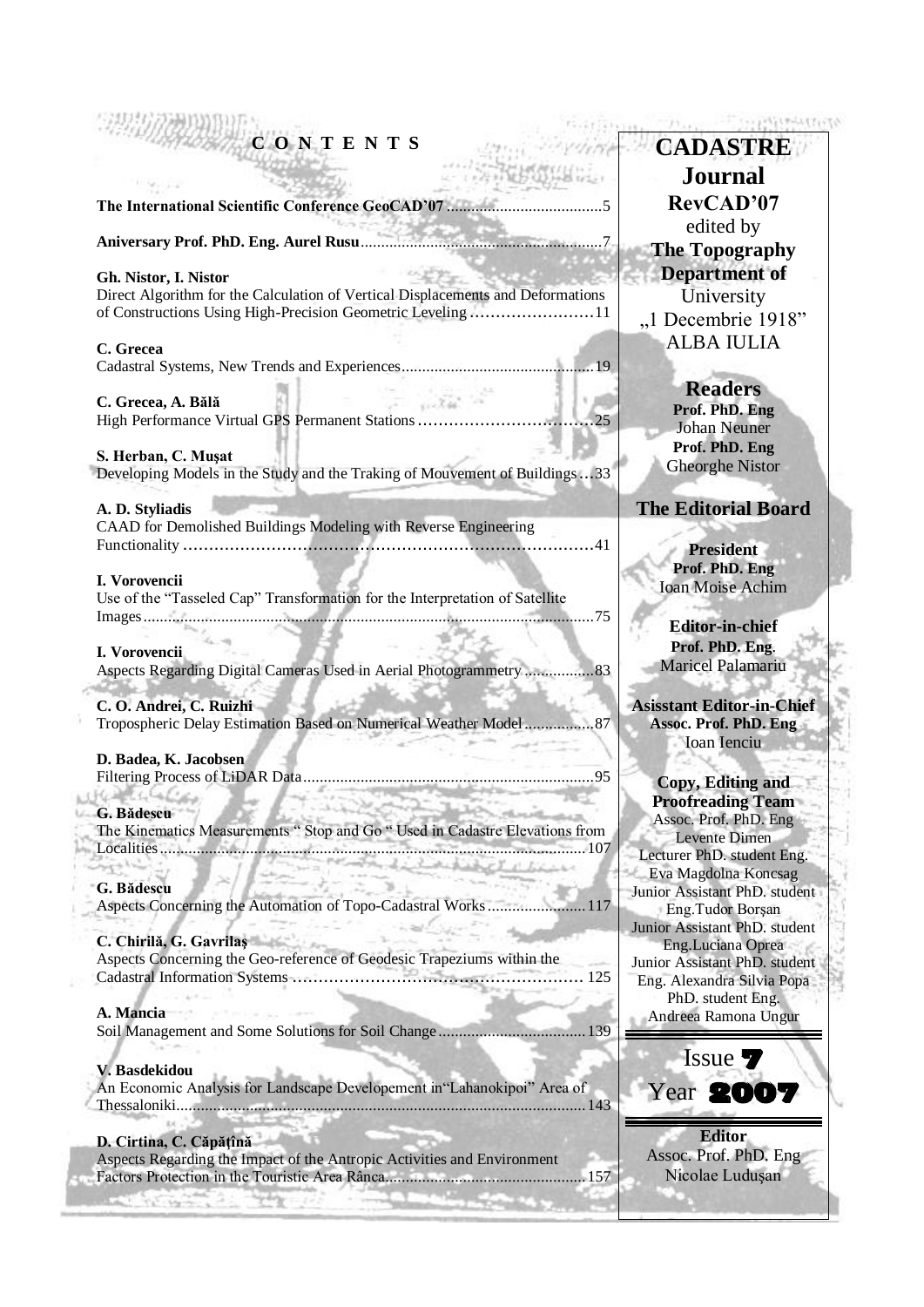# C O N T E N T S

**The International Scientific Conference GeoCAD'07** .....................................5

**Aniversary Prof. PhD. Eng. Aurel Rusu**...........................................................7

**Gh. Nistor, I. Nistor**
Direct Algorithm for the Calculation of Vertical Displacements and Deformations of Constructions Using High-Precision Geometric Leveling ........................11

**C. Grecea**
Cadastral Systems, New Trends and Experiences...............................................19

**C. Grecea, A. Bălă**
High Performance Virtual GPS Permanent Stations ..................................25

**S. Herban, C. Muşat**
Developing Models in the Study and the Traking of Mouvement of Buildings…33

**A. D. Styliadis**
CAAD for Demolished Buildings Modeling with Reverse Engineering Functionality …………………………………………………………………41

**I. Vorovencii**
Use of the "Tasseled Cap" Transformation for the Interpretation of Satellite Images.............................................................................................................75

**I. Vorovencii**
Aspects Regarding Digital Cameras Used in Aerial Photogrammetry .................83

**C. O. Andrei, C. Ruizhi**
Tropospheric Delay Estimation Based on Numerical Weather Model.................87

**D. Badea, K. Jacobsen**
Filtering Process of LiDAR Data........................................................................95

**G. Bădescu**
The Kinematics Measurements " Stop and Go " Used in Cadastre Elevations from Localities.........................................................................................................107

**G. Bădescu**
Aspects Concerning the Automation of Topo-Cadastral Works........................117

**C. Chirilă, G. Gavrilaş**
Aspects Concerning the Geo-reference of Geodesic Trapeziums within the Cadastral Information Systems ……………………………………………… 125

**A. Mancia**
Soil Management and Some Solutions for Soil Change....................................139

**V. Basdekidou**
An Economic Analysis for Landscape Developement in"Lahanokipoi" Area of Thessaloniki....................................................................................................143

**D. Cirtina, C. Căpăţînă**
Aspects Regarding the Impact of the Antropic Activities and Environment Factors Protection in the Touristic Area Rânca..................................................157

---

**CADASTRE Journal**
**RevCAD'07**
edited by
**The Topography Department of**
University
„1 Decembrie 1918"
ALBA IULIA

**Readers**
**Prof. PhD. Eng**
Johan Neuner
**Prof. PhD. Eng**
Gheorghe Nistor

**The Editorial Board**

**President**
**Prof. PhD. Eng**
Ioan Moise Achim

**Editor-in-chief**
**Prof. PhD. Eng**.
Maricel Palamariu

**Asisstant Editor-in-Chief**
**Assoc. Prof. PhD. Eng**
Ioan Ienciu

**Copy, Editing and Proofreading Team**
Assoc. Prof. PhD. Eng
Levente Dimen
Lecturer PhD. student Eng.
Eva Magdolna Koncsag
Junior Assistant PhD. student
Eng.Tudor Borşan
Junior Assistant PhD. student
Eng.Luciana Oprea
Junior Assistant PhD. student
Eng. Alexandra Silvia Popa
PhD. student Eng.
Andreea Ramona Ungur

Issue **7**
Year **2007**

**Editor**
Assoc. Prof. PhD. Eng
Nicolae Luduşan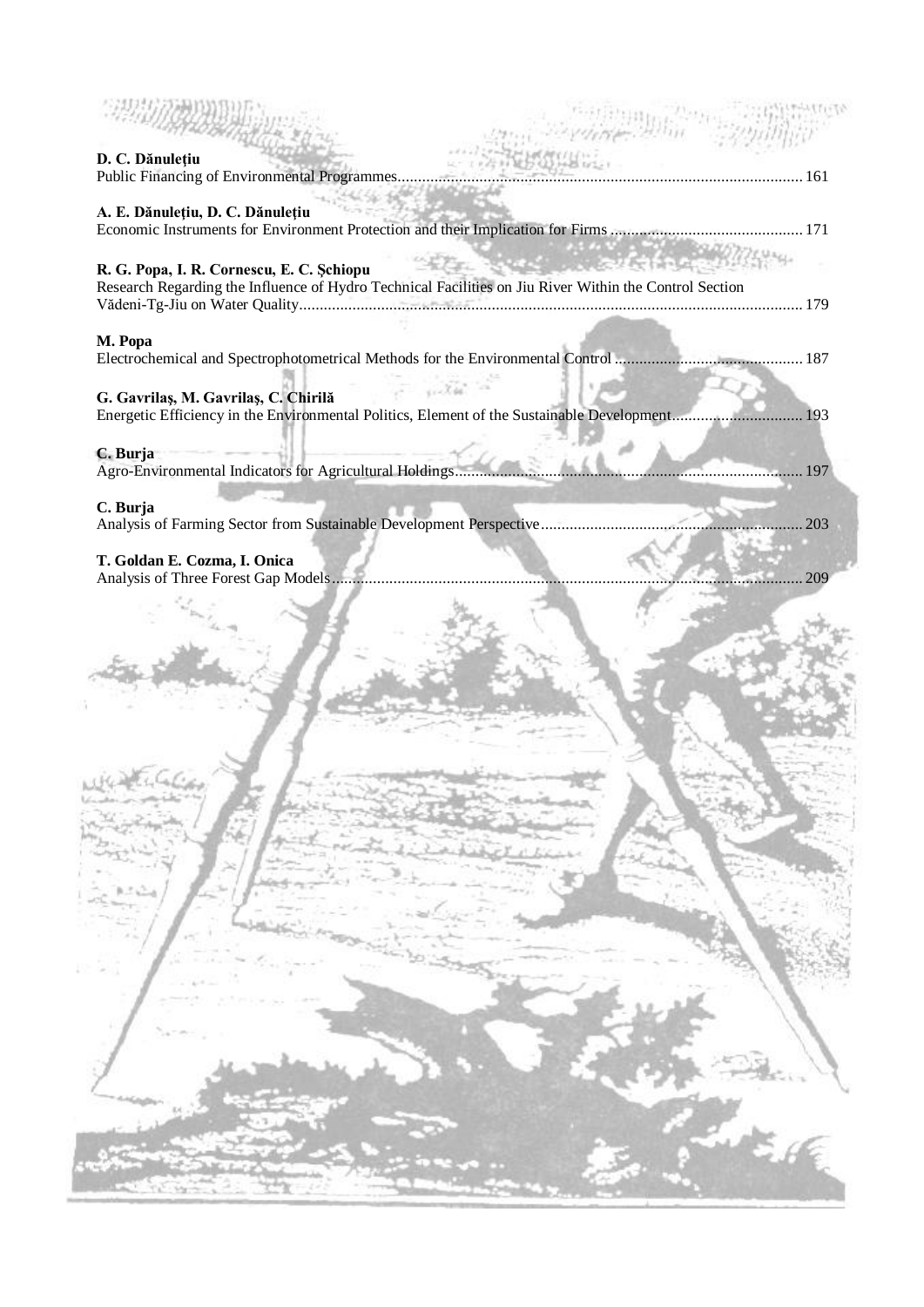**D. C. Dănulețiu**
Public Financing of Environmental Programmes.......... 161

**A. E. Dănulețiu, D. C. Dănulețiu**
Economic Instruments for Environment Protection and their Implication for Firms .......... 171

**R. G. Popa, I. R. Cornescu, E. C. Șchiopu**
Research Regarding the Influence of Hydro Technical Facilities on Jiu River Within the Control Section Vădeni-Tg-Jiu on Water Quality.......... 179

**M. Popa**
Electrochemical and Spectrophotometrical Methods for the Environmental Control .......... 187

**G. Gavrilaș, M. Gavrilaș, C. Chirilă**
Energetic Efficiency in the Environmental Politics, Element of the Sustainable Development.......... 193

**C. Burja**
Agro-Environmental Indicators for Agricultural Holdings.......... 197

**C. Burja**
Analysis of Farming Sector from Sustainable Development Perspective.......... 203

**T. Goldan E. Cozma, I. Onica**
Analysis of Three Forest Gap Models.......... 209